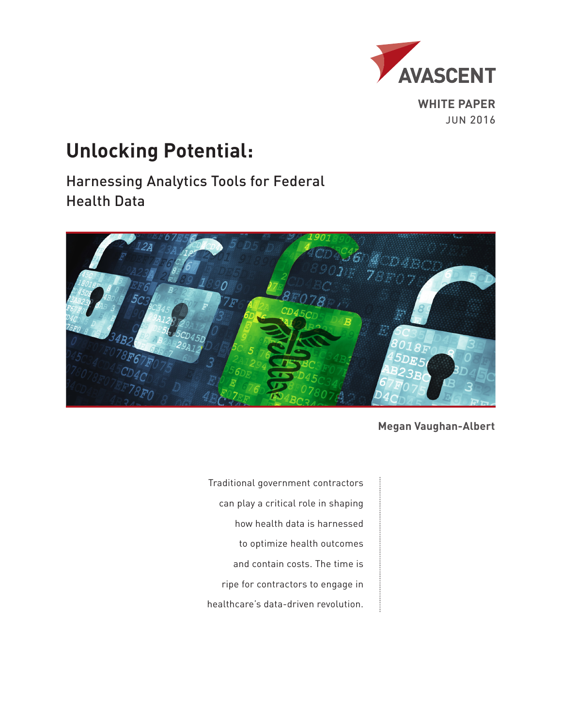AVASCENT

**WHITE PAPER**
JUN 2016

# Unlocking Potential:

## Harnessing Analytics Tools for Federal Health Data

**Megan Vaughan-Albert**

Traditional government contractors can play a critical role in shaping how health data is harnessed to optimize health outcomes and contain costs. The time is ripe for contractors to engage in healthcare's data-driven revolution.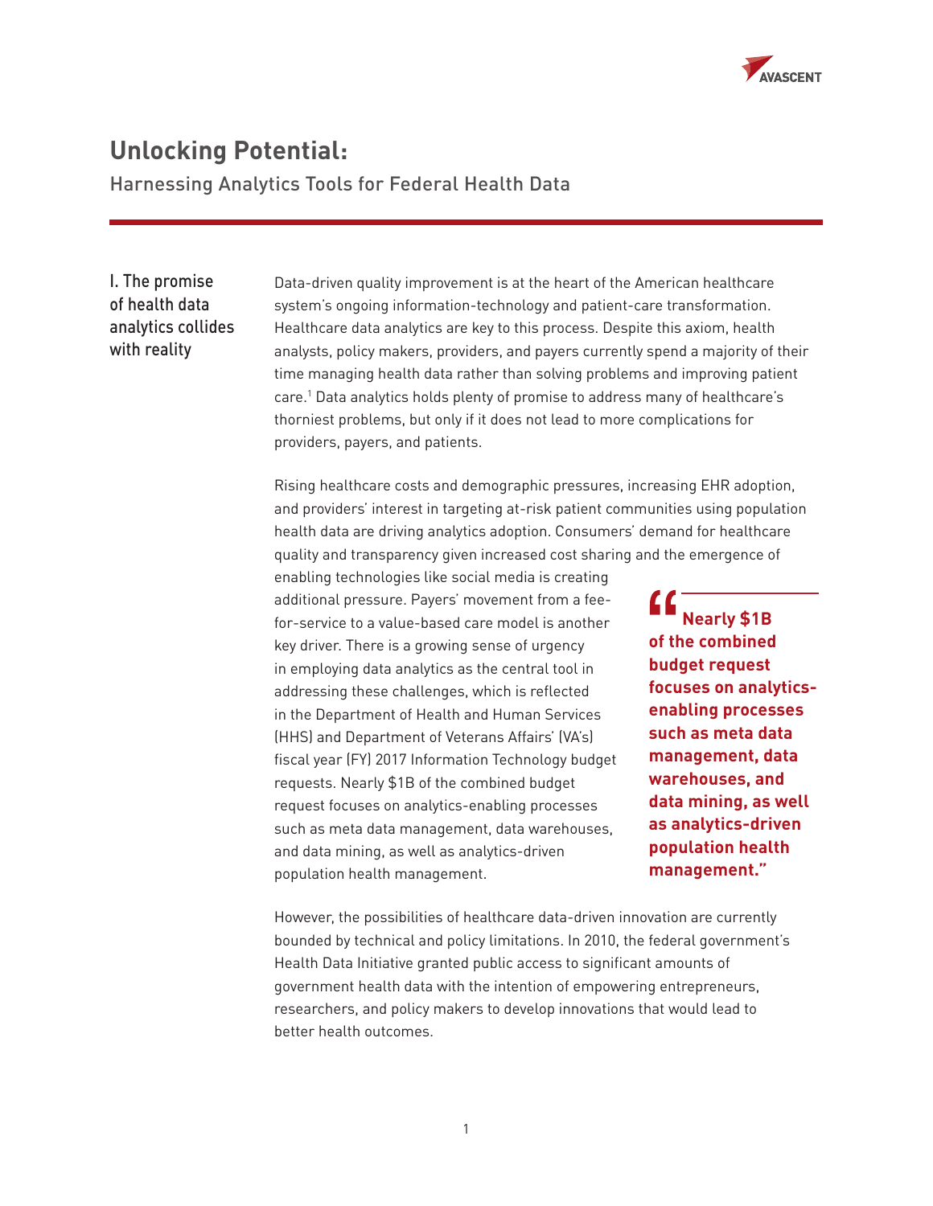# Unlocking Potential:

## Harnessing Analytics Tools for Federal Health Data

### I. The promise of health data analytics collides with reality

Data-driven quality improvement is at the heart of the American healthcare system's ongoing information-technology and patient-care transformation. Healthcare data analytics are key to this process. Despite this axiom, health analysts, policy makers, providers, and payers currently spend a majority of their time managing health data rather than solving problems and improving patient care.[1] Data analytics holds plenty of promise to address many of healthcare's thorniest problems, but only if it does not lead to more complications for providers, payers, and patients.

Rising healthcare costs and demographic pressures, increasing EHR adoption, and providers' interest in targeting at-risk patient communities using population health data are driving analytics adoption. Consumers' demand for healthcare quality and transparency given increased cost sharing and the emergence of enabling technologies like social media is creating additional pressure. Payers' movement from a fee-for-service to a value-based care model is another key driver. There is a growing sense of urgency in employing data analytics as the central tool in addressing these challenges, which is reflected in the Department of Health and Human Services (HHS) and Department of Veterans Affairs' (VA's) fiscal year (FY) 2017 Information Technology budget requests. Nearly $1B of the combined budget request focuses on analytics-enabling processes such as meta data management, data warehouses, and data mining, as well as analytics-driven population health management.

> **"Nearly $1B of the combined budget request focuses on analytics-enabling processes such as meta data management, data warehouses, and data mining, as well as analytics-driven population health management."**

However, the possibilities of healthcare data-driven innovation are currently bounded by technical and policy limitations. In 2010, the federal government's Health Data Initiative granted public access to significant amounts of government health data with the intention of empowering entrepreneurs, researchers, and policy makers to develop innovations that would lead to better health outcomes.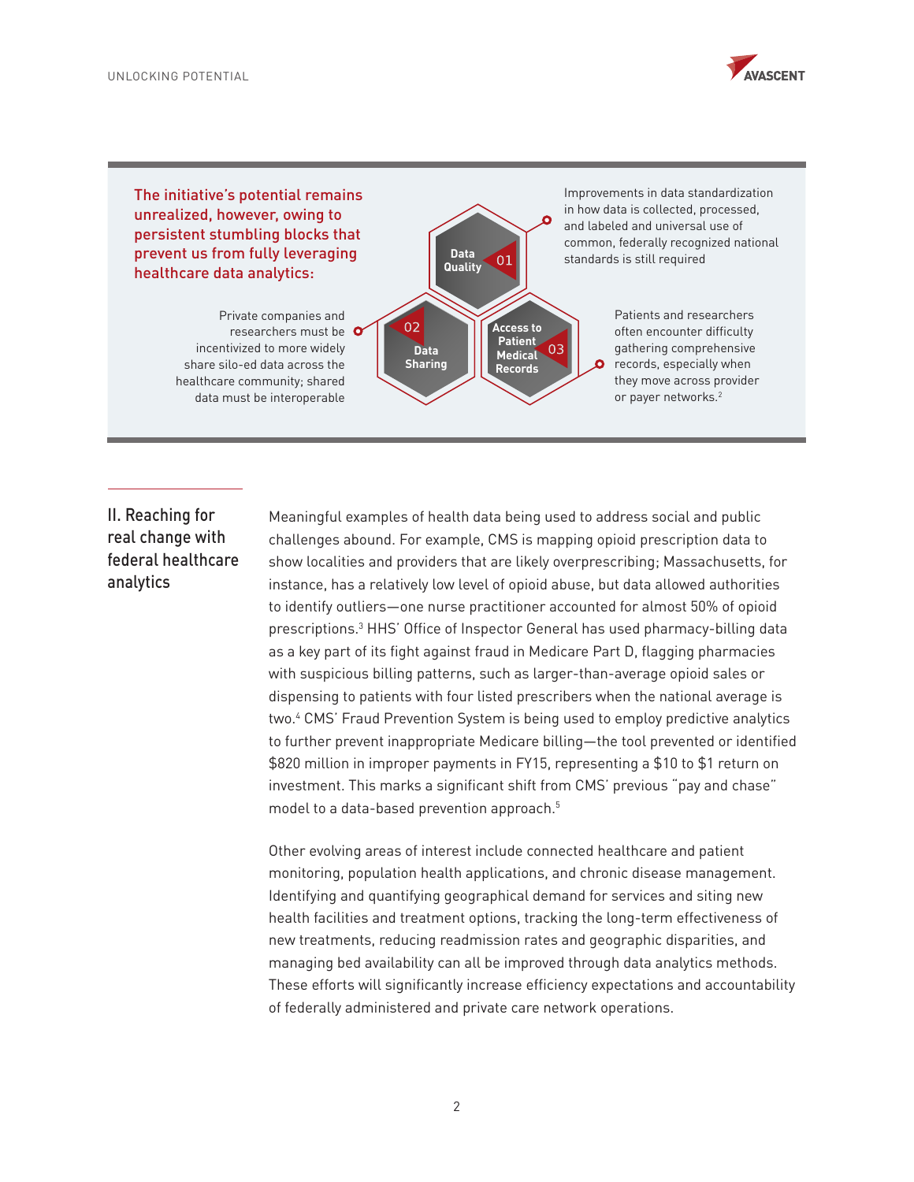**The initiative's potential remains unrealized, however, owing to persistent stumbling blocks that prevent us from fully leveraging healthcare data analytics:**

**01 Data Quality**

Improvements in data standardization in how data is collected, processed, and labeled and universal use of common, federally recognized national standards is still required

**02 Data Sharing**

Private companies and researchers must be incentivized to more widely share silo-ed data across the healthcare community; shared data must be interoperable

**03 Access to Patient Medical Records**

Patients and researchers often encounter difficulty gathering comprehensive records, especially when they move across provider or payer networks.[2]

## II. Reaching for real change with federal healthcare analytics

Meaningful examples of health data being used to address social and public challenges abound. For example, CMS is mapping opioid prescription data to show localities and providers that are likely overprescribing; Massachusetts, for instance, has a relatively low level of opioid abuse, but data allowed authorities to identify outliers—one nurse practitioner accounted for almost 50% of opioid prescriptions.[3] HHS' Office of Inspector General has used pharmacy-billing data as a key part of its fight against fraud in Medicare Part D, flagging pharmacies with suspicious billing patterns, such as larger-than-average opioid sales or dispensing to patients with four listed prescribers when the national average is two.[4] CMS' Fraud Prevention System is being used to employ predictive analytics to further prevent inappropriate Medicare billing—the tool prevented or identified $820 million in improper payments in FY15, representing a $10 to $1 return on investment. This marks a significant shift from CMS' previous "pay and chase" model to a data-based prevention approach.[5]

Other evolving areas of interest include connected healthcare and patient monitoring, population health applications, and chronic disease management. Identifying and quantifying geographical demand for services and siting new health facilities and treatment options, tracking the long-term effectiveness of new treatments, reducing readmission rates and geographic disparities, and managing bed availability can all be improved through data analytics methods. These efforts will significantly increase efficiency expectations and accountability of federally administered and private care network operations.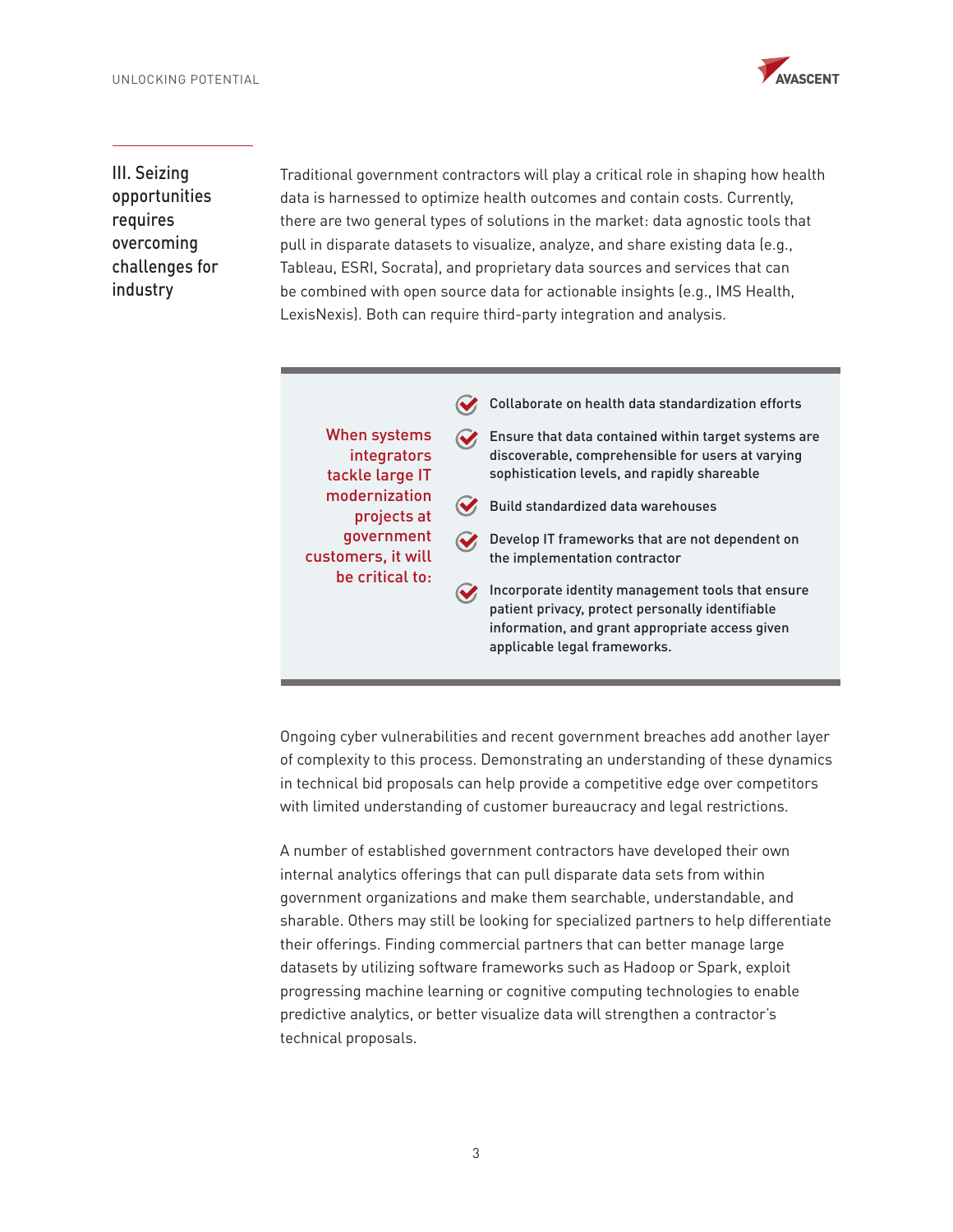## III. Seizing opportunities requires overcoming challenges for industry

Traditional government contractors will play a critical role in shaping how health data is harnessed to optimize health outcomes and contain costs. Currently, there are two general types of solutions in the market: data agnostic tools that pull in disparate datasets to visualize, analyze, and share existing data (e.g., Tableau, ESRI, Socrata), and proprietary data sources and services that can be combined with open source data for actionable insights (e.g., IMS Health, LexisNexis). Both can require third-party integration and analysis.

**When systems integrators tackle large IT modernization projects at government customers, it will be critical to:**

- Collaborate on health data standardization efforts
- Ensure that data contained within target systems are discoverable, comprehensible for users at varying sophistication levels, and rapidly shareable
- Build standardized data warehouses
- Develop IT frameworks that are not dependent on the implementation contractor
- Incorporate identity management tools that ensure patient privacy, protect personally identifiable information, and grant appropriate access given applicable legal frameworks.

Ongoing cyber vulnerabilities and recent government breaches add another layer of complexity to this process. Demonstrating an understanding of these dynamics in technical bid proposals can help provide a competitive edge over competitors with limited understanding of customer bureaucracy and legal restrictions.

A number of established government contractors have developed their own internal analytics offerings that can pull disparate data sets from within government organizations and make them searchable, understandable, and sharable. Others may still be looking for specialized partners to help differentiate their offerings. Finding commercial partners that can better manage large datasets by utilizing software frameworks such as Hadoop or Spark, exploit progressing machine learning or cognitive computing technologies to enable predictive analytics, or better visualize data will strengthen a contractor's technical proposals.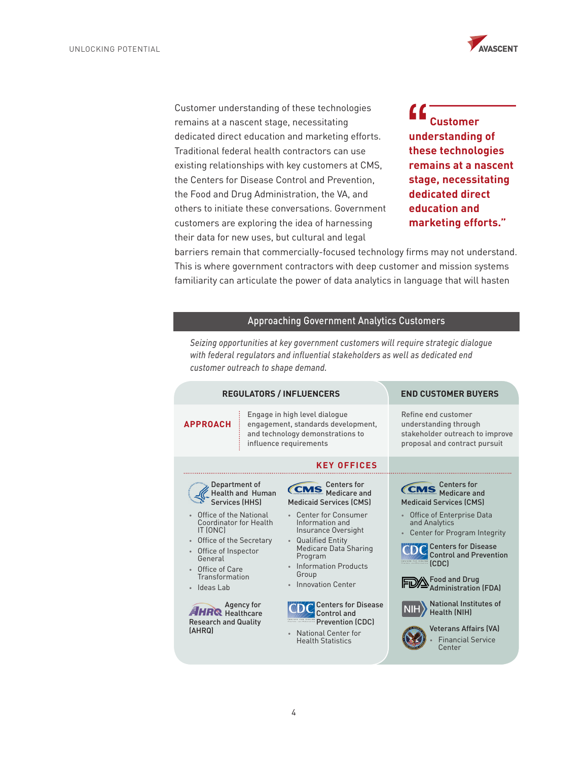Customer understanding of these technologies remains at a nascent stage, necessitating dedicated direct education and marketing efforts. Traditional federal health contractors can use existing relationships with key customers at CMS, the Centers for Disease Control and Prevention, the Food and Drug Administration, the VA, and others to initiate these conversations. Government customers are exploring the idea of harnessing their data for new uses, but cultural and legal barriers remain that commercially-focused technology firms may not understand. This is where government contractors with deep customer and mission systems familiarity can articulate the power of data analytics in language that will hasten

> **"Customer understanding of these technologies remains at a nascent stage, necessitating dedicated direct education and marketing efforts."**

## Approaching Government Analytics Customers

*Seizing opportunities at key government customers will require strategic dialogue with federal regulators and influential stakeholders as well as dedicated end customer outreach to shape demand.*

| | REGULATORS / INFLUENCERS | END CUSTOMER BUYERS |
|---|---|---|
| **APPROACH** | Engage in high level dialogue engagement, standards development, and technology demonstrations to influence requirements | Refine end customer understanding through stakeholder outreach to improve proposal and contract pursuit |

**KEY OFFICES**

**Regulators / Influencers**

**Department of Health and Human Services (HHS)**
- Office of the National Coordinator for Health IT (ONC)
- Office of the Secretary
- Office of Inspector General
- Office of Care Transformation
- Ideas Lab

**Agency for Healthcare Research and Quality (AHRQ)**

**Centers for Medicare and Medicaid Services (CMS)**
- Center for Consumer Information and Insurance Oversight
- Qualified Entity Medicare Data Sharing Program
- Information Products Group
- Innovation Center

**Centers for Disease Control and Prevention (CDC)**
- National Center for Health Statistics

**End Customer Buyers**

**Centers for Medicare and Medicaid Services (CMS)**
- Office of Enterprise Data and Analytics
- Center for Program Integrity

**Centers for Disease Control and Prevention (CDC)**

**Food and Drug Administration (FDA)**

**National Institutes of Health (NIH)**

**Veterans Affairs (VA)**
- Financial Service Center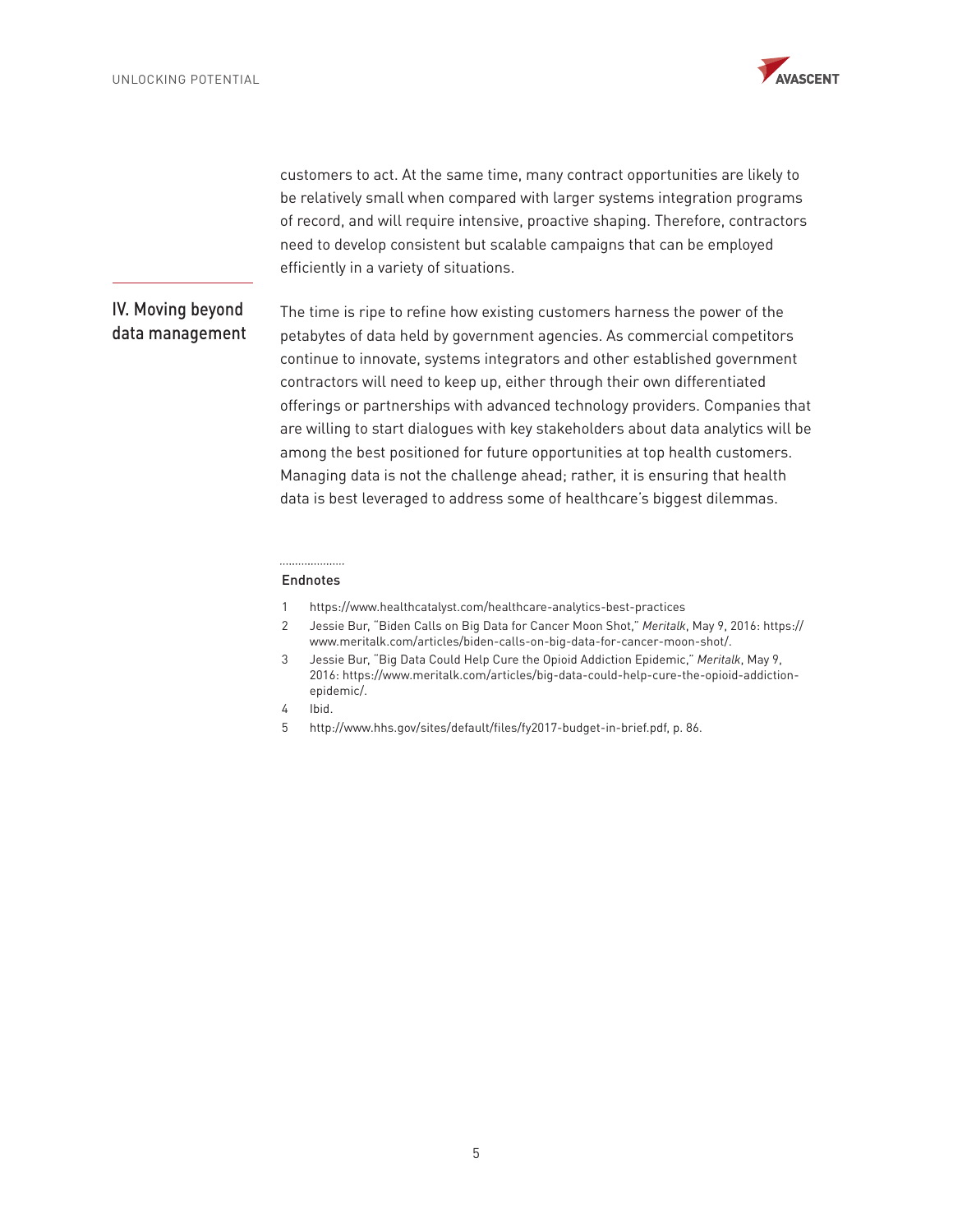customers to act. At the same time, many contract opportunities are likely to be relatively small when compared with larger systems integration programs of record, and will require intensive, proactive shaping. Therefore, contractors need to develop consistent but scalable campaigns that can be employed efficiently in a variety of situations.

## IV. Moving beyond data management

The time is ripe to refine how existing customers harness the power of the petabytes of data held by government agencies. As commercial competitors continue to innovate, systems integrators and other established government contractors will need to keep up, either through their own differentiated offerings or partnerships with advanced technology providers. Companies that are willing to start dialogues with key stakeholders about data analytics will be among the best positioned for future opportunities at top health customers. Managing data is not the challenge ahead; rather, it is ensuring that health data is best leveraged to address some of healthcare's biggest dilemmas.

### Endnotes

1. https://www.healthcatalyst.com/healthcare-analytics-best-practices
2. Jessie Bur, "Biden Calls on Big Data for Cancer Moon Shot," *Meritalk*, May 9, 2016: https://www.meritalk.com/articles/biden-calls-on-big-data-for-cancer-moon-shot/.
3. Jessie Bur, "Big Data Could Help Cure the Opioid Addiction Epidemic," *Meritalk*, May 9, 2016: https://www.meritalk.com/articles/big-data-could-help-cure-the-opioid-addiction-epidemic/.
4. Ibid.
5. http://www.hhs.gov/sites/default/files/fy2017-budget-in-brief.pdf, p. 86.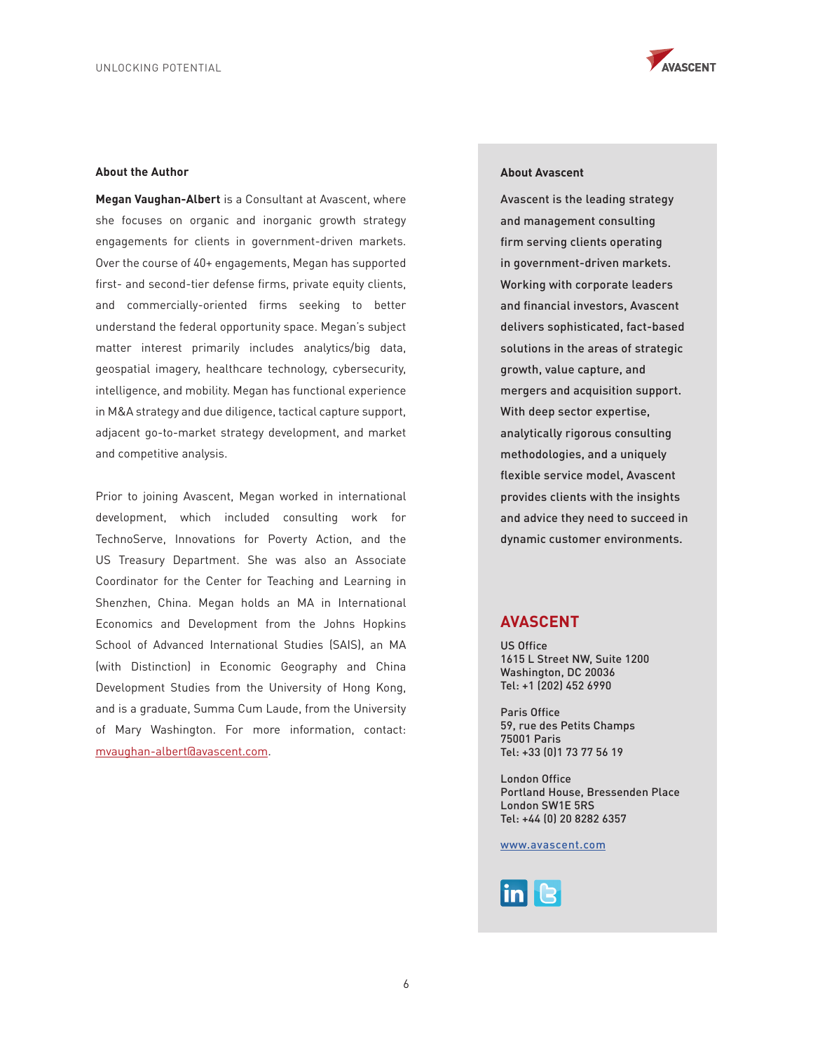## About the Author

**Megan Vaughan-Albert** is a Consultant at Avascent, where she focuses on organic and inorganic growth strategy engagements for clients in government-driven markets. Over the course of 40+ engagements, Megan has supported first- and second-tier defense firms, private equity clients, and commercially-oriented firms seeking to better understand the federal opportunity space. Megan's subject matter interest primarily includes analytics/big data, geospatial imagery, healthcare technology, cybersecurity, intelligence, and mobility. Megan has functional experience in M&A strategy and due diligence, tactical capture support, adjacent go-to-market strategy development, and market and competitive analysis.

Prior to joining Avascent, Megan worked in international development, which included consulting work for TechnoServe, Innovations for Poverty Action, and the US Treasury Department. She was also an Associate Coordinator for the Center for Teaching and Learning in Shenzhen, China. Megan holds an MA in International Economics and Development from the Johns Hopkins School of Advanced International Studies (SAIS), an MA (with Distinction) in Economic Geography and China Development Studies from the University of Hong Kong, and is a graduate, Summa Cum Laude, from the University of Mary Washington. For more information, contact: mvaughan-albert@avascent.com.

## About Avascent

Avascent is the leading strategy and management consulting firm serving clients operating in government-driven markets. Working with corporate leaders and financial investors, Avascent delivers sophisticated, fact-based solutions in the areas of strategic growth, value capture, and mergers and acquisition support. With deep sector expertise, analytically rigorous consulting methodologies, and a uniquely flexible service model, Avascent provides clients with the insights and advice they need to succeed in dynamic customer environments.

## AVASCENT

US Office
1615 L Street NW, Suite 1200
Washington, DC 20036
Tel: +1 (202) 452 6990

Paris Office
59, rue des Petits Champs
75001 Paris
Tel: +33 (0)1 73 77 56 19

London Office
Portland House, Bressenden Place
London SW1E 5RS
Tel: +44 (0) 20 8282 6357

www.avascent.com